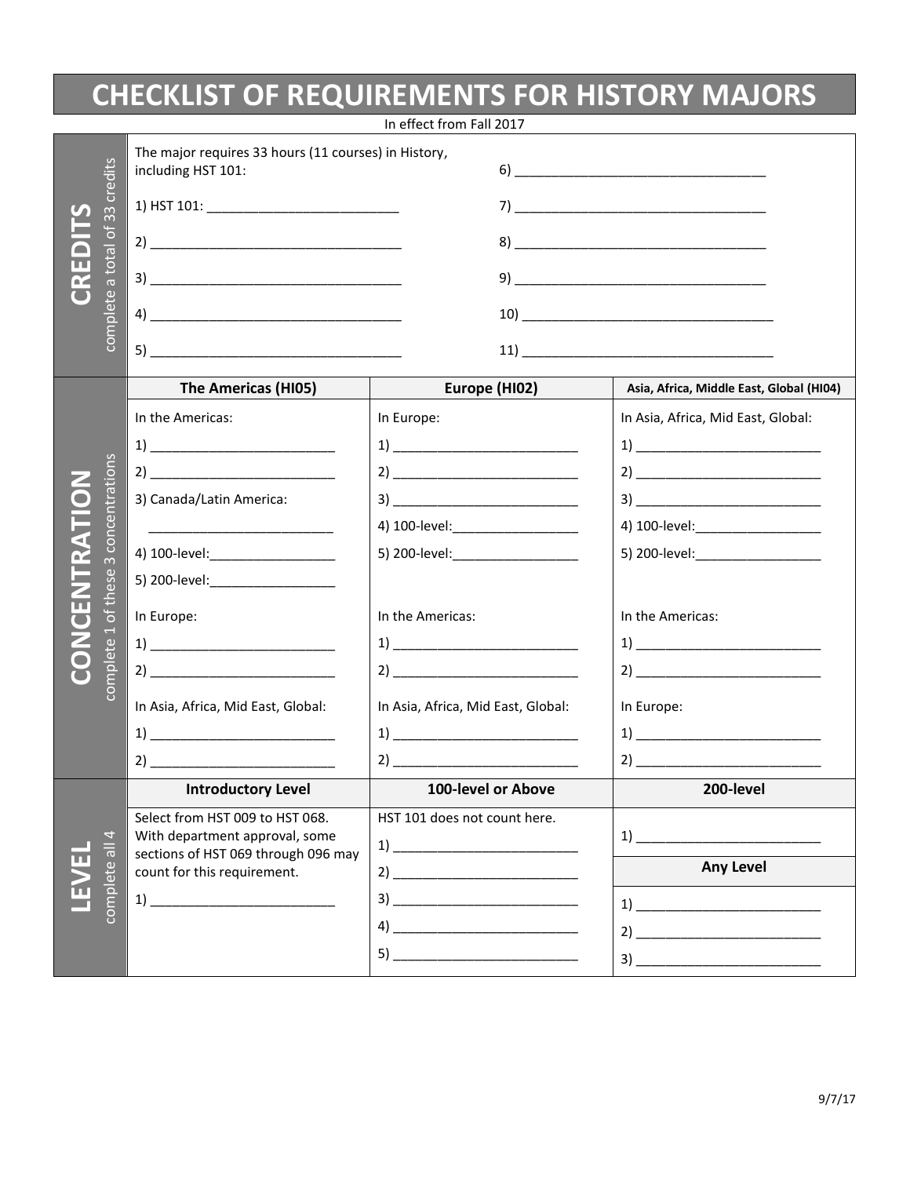# CHECKLIST OF REQUIREMENTS FOR HISTORY MAJORS

In effect from Fall 2017

## CREDITS
*complete a total of 33 credits*

The major requires 33 hours (11 courses) in History, including HST 101:

1) HST 101: ____________________________

2) ____________________________________

3) ____________________________________

4) ____________________________________

5) ____________________________________

6) ____________________________________

7) ____________________________________

8) ____________________________________

9) ____________________________________

10) ____________________________________

11) ____________________________________

## CONCENTRATION
*complete 1 of these 3 concentrations*

| The Americas (HI05) | Europe (HI02) | Asia, Africa, Middle East, Global (HI04) |
|---|---|---|
| In the Americas: | In Europe: | In Asia, Africa, Mid East, Global: |
| 1) ___________________________ | 1) ___________________________ | 1) ___________________________ |
| 2) ___________________________ | 2) ___________________________ | 2) ___________________________ |
| 3) Canada/Latin America: ___________________________ | 3) ___________________________ | 3) ___________________________ |
| 4) 100-level:__________________ | 4) 100-level:__________________ | 4) 100-level:__________________ |
| 5) 200-level:__________________ | 5) 200-level:__________________ | 5) 200-level:__________________ |
| In Europe: | In the Americas: | In the Americas: |
| 1) ___________________________ | 1) ___________________________ | 1) ___________________________ |
| 2) ___________________________ | 2) ___________________________ | 2) ___________________________ |
| In Asia, Africa, Mid East, Global: | In Asia, Africa, Mid East, Global: | In Europe: |
| 1) ___________________________ | 1) ___________________________ | 1) ___________________________ |
| 2) ___________________________ | 2) ___________________________ | 2) ___________________________ |

## LEVEL
*complete all 4*

| Introductory Level | 100-level or Above | 200-level |
|---|---|---|
| Select from HST 009 to HST 068. With department approval, some sections of HST 069 through 096 may count for this requirement. | HST 101 does not count here. | 1) ___________________________ |
| 1) ___________________________ | 1) ___________________________ | **Any Level** |
| | 2) ___________________________ | 1) ___________________________ |
| | 3) ___________________________ | 2) ___________________________ |
| | 4) ___________________________ | 3) ___________________________ |
| | 5) ___________________________ | |

9/7/17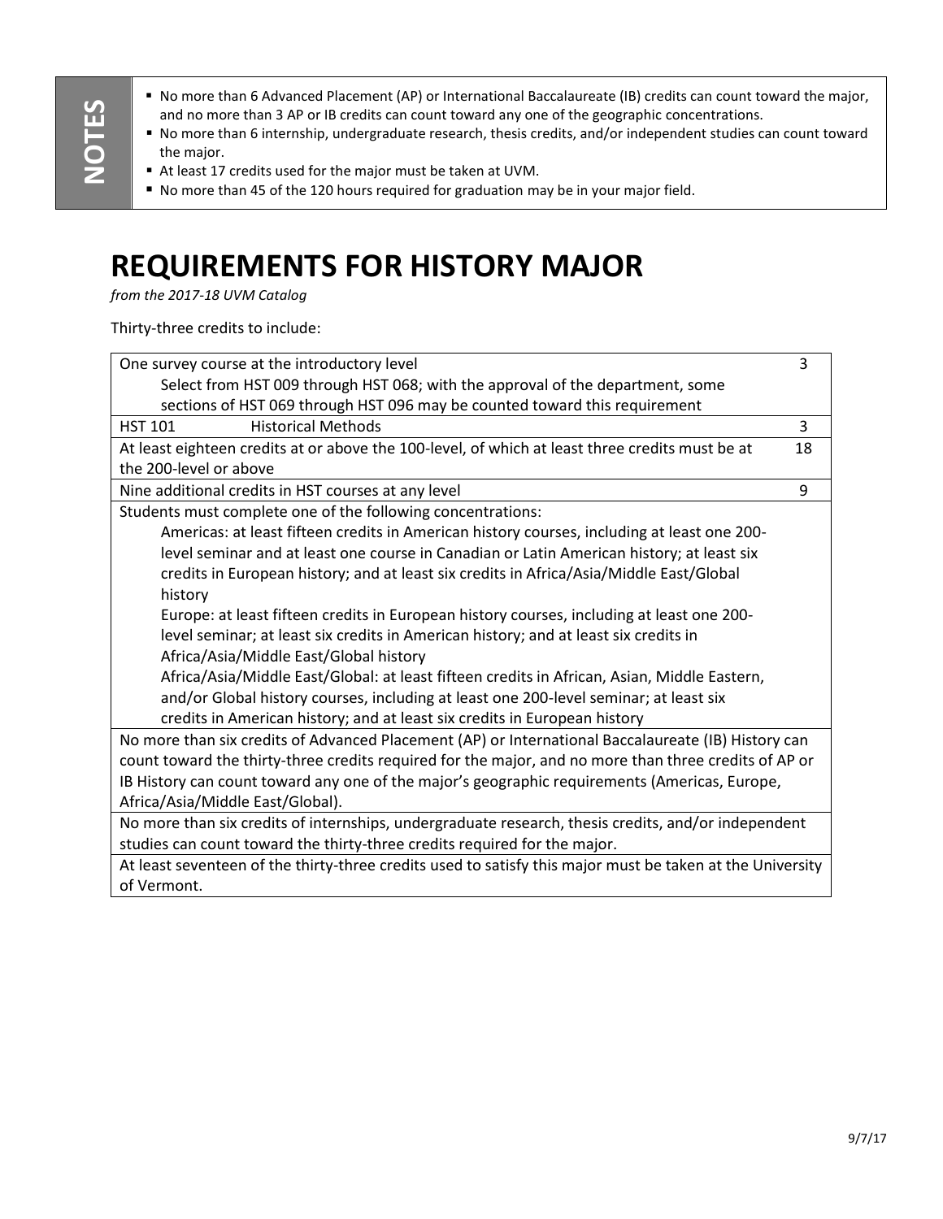**NOTES**

- No more than 6 Advanced Placement (AP) or International Baccalaureate (IB) credits can count toward the major, and no more than 3 AP or IB credits can count toward any one of the geographic concentrations.
- No more than 6 internship, undergraduate research, thesis credits, and/or independent studies can count toward the major.
- At least 17 credits used for the major must be taken at UVM.
- No more than 45 of the 120 hours required for graduation may be in your major field.

# REQUIREMENTS FOR HISTORY MAJOR

*from the 2017-18 UVM Catalog*

Thirty-three credits to include:

| | |
|---|---|
| One survey course at the introductory level<br>Select from HST 009 through HST 068; with the approval of the department, some sections of HST 069 through HST 096 may be counted toward this requirement | 3 |
| HST 101 Historical Methods | 3 |
| At least eighteen credits at or above the 100-level, of which at least three credits must be at the 200-level or above | 18 |
| Nine additional credits in HST courses at any level | 9 |
| Students must complete one of the following concentrations:<br>Americas: at least fifteen credits in American history courses, including at least one 200-level seminar and at least one course in Canadian or Latin American history; at least six credits in European history; and at least six credits in Africa/Asia/Middle East/Global history<br>Europe: at least fifteen credits in European history courses, including at least one 200-level seminar; at least six credits in American history; and at least six credits in Africa/Asia/Middle East/Global history<br>Africa/Asia/Middle East/Global: at least fifteen credits in African, Asian, Middle Eastern, and/or Global history courses, including at least one 200-level seminar; at least six credits in American history; and at least six credits in European history | |
| No more than six credits of Advanced Placement (AP) or International Baccalaureate (IB) History can count toward the thirty-three credits required for the major, and no more than three credits of AP or IB History can count toward any one of the major's geographic requirements (Americas, Europe, Africa/Asia/Middle East/Global). | |
| No more than six credits of internships, undergraduate research, thesis credits, and/or independent studies can count toward the thirty-three credits required for the major. | |
| At least seventeen of the thirty-three credits used to satisfy this major must be taken at the University of Vermont. | |